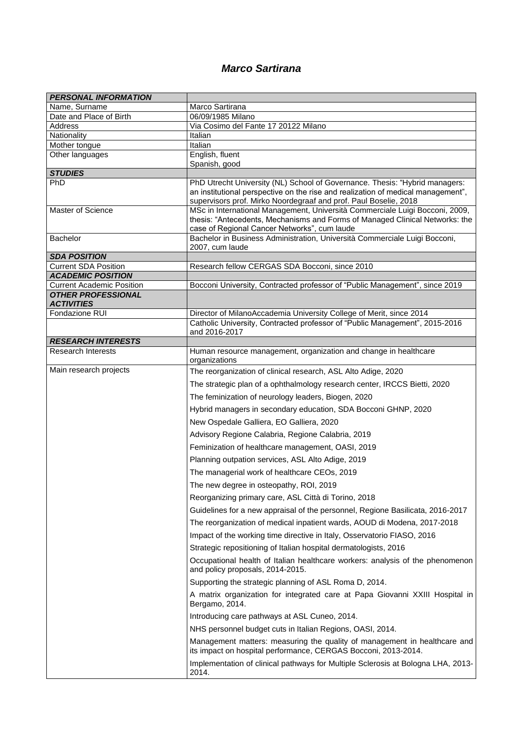# *Marco Sartirana*

| ***PERSONAL INFORMATION*** | |
|---|---|
| Name, Surname | Marco Sartirana |
| Date and Place of Birth | 06/09/1985 Milano |
| Address | Via Cosimo del Fante 17 20122 Milano |
| Nationality | Italian |
| Mother tongue | Italian |
| Other languages | English, fluent<br>Spanish, good |
| ***STUDIES*** | |
| PhD | PhD Utrecht University (NL) School of Governance. Thesis: "Hybrid managers: an institutional perspective on the rise and realization of medical management", supervisors prof. Mirko Noordegraaf and prof. Paul Boselie, 2018 |
| Master of Science | MSc in International Management, Università Commerciale Luigi Bocconi, 2009, thesis: "Antecedents, Mechanisms and Forms of Managed Clinical Networks: the case of Regional Cancer Networks", cum laude |
| Bachelor | Bachelor in Business Administration, Università Commerciale Luigi Bocconi, 2007, cum laude |
| ***SDA POSITION*** | |
| Current SDA Position | Research fellow CERGAS SDA Bocconi, since 2010 |
| ***ACADEMIC POSITION*** | |
| Current Academic Position | Bocconi University, Contracted professor of "Public Management", since 2019 |
| ***OTHER PROFESSIONAL ACTIVITIES*** | |
| Fondazione RUI | Director of MilanoAccademia University College of Merit, since 2014 |
| | Catholic University, Contracted professor of "Public Management", 2015-2016 and 2016-2017 |
| ***RESEARCH INTERESTS*** | |
| Research Interests | Human resource management, organization and change in healthcare organizations |
| Main research projects | The reorganization of clinical research, ASL Alto Adige, 2020<br>The strategic plan of a ophthalmology research center, IRCCS Bietti, 2020<br>The feminization of neurology leaders, Biogen, 2020<br>Hybrid managers in secondary education, SDA Bocconi GHNP, 2020<br>New Ospedale Galliera, EO Galliera, 2020<br>Advisory Regione Calabria, Regione Calabria, 2019<br>Feminization of healthcare management, OASI, 2019<br>Planning outpation services, ASL Alto Adige, 2019<br>The managerial work of healthcare CEOs, 2019<br>The new degree in osteopathy, ROI, 2019<br>Reorganizing primary care, ASL Città di Torino, 2018<br>Guidelines for a new appraisal of the personnel, Regione Basilicata, 2016-2017<br>The reorganization of medical inpatient wards, AOUD di Modena, 2017-2018<br>Impact of the working time directive in Italy, Osservatorio FIASO, 2016<br>Strategic repositioning of Italian hospital dermatologists, 2016<br>Occupational health of Italian healthcare workers: analysis of the phenomenon and policy proposals, 2014-2015.<br>Supporting the strategic planning of ASL Roma D, 2014.<br>A matrix organization for integrated care at Papa Giovanni XXIII Hospital in Bergamo, 2014.<br>Introducing care pathways at ASL Cuneo, 2014.<br>NHS personnel budget cuts in Italian Regions, OASI, 2014.<br>Management matters: measuring the quality of management in healthcare and its impact on hospital performance, CERGAS Bocconi, 2013-2014.<br>Implementation of clinical pathways for Multiple Sclerosis at Bologna LHA, 2013-2014. |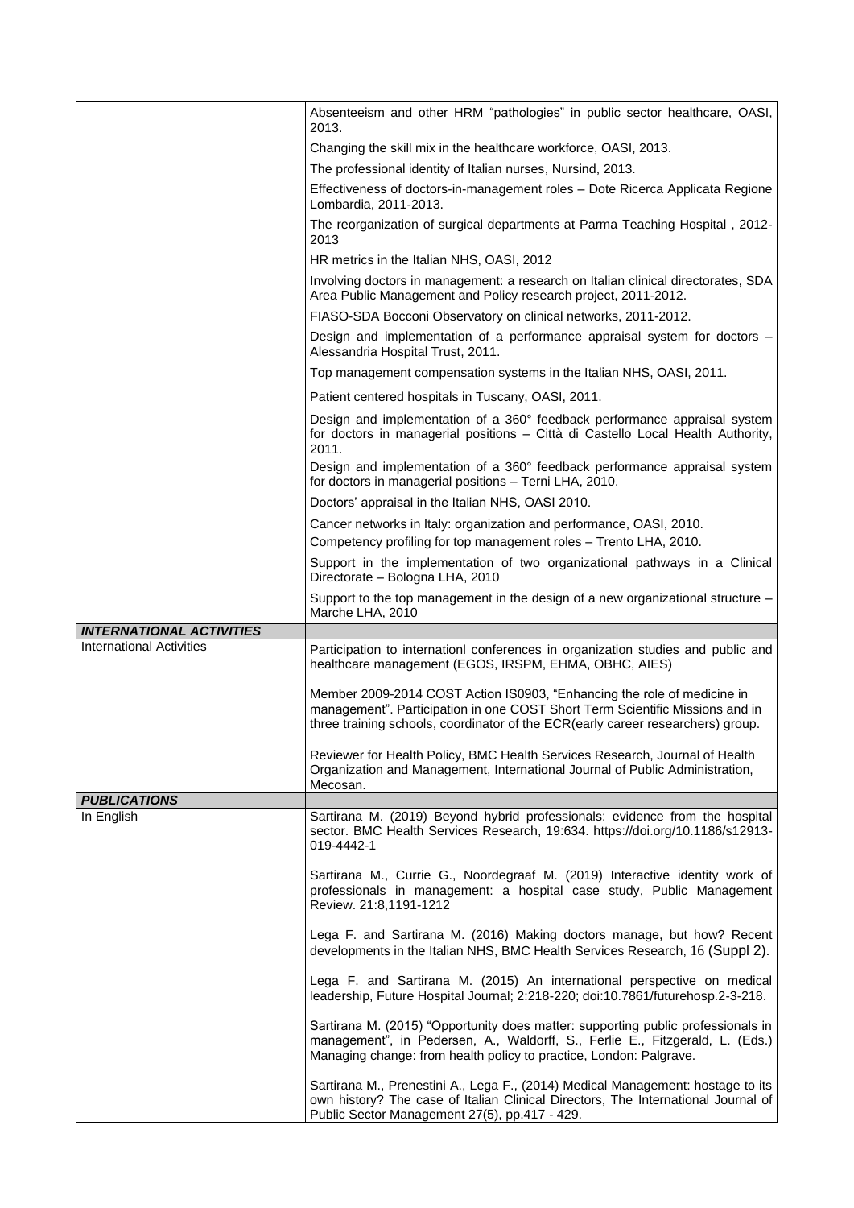| | |
|---|---|
| | Absenteeism and other HRM "pathologies" in public sector healthcare, OASI, 2013. |
| | Changing the skill mix in the healthcare workforce, OASI, 2013. |
| | The professional identity of Italian nurses, Nursind, 2013. |
| | Effectiveness of doctors-in-management roles – Dote Ricerca Applicata Regione Lombardia, 2011-2013. |
| | The reorganization of surgical departments at Parma Teaching Hospital , 2012-2013 |
| | HR metrics in the Italian NHS, OASI, 2012 |
| | Involving doctors in management: a research on Italian clinical directorates, SDA Area Public Management and Policy research project, 2011-2012. |
| | FIASO-SDA Bocconi Observatory on clinical networks, 2011-2012. |
| | Design and implementation of a performance appraisal system for doctors – Alessandria Hospital Trust, 2011. |
| | Top management compensation systems in the Italian NHS, OASI, 2011. |
| | Patient centered hospitals in Tuscany, OASI, 2011. |
| | Design and implementation of a 360° feedback performance appraisal system for doctors in managerial positions – Città di Castello Local Health Authority, 2011. |
| | Design and implementation of a 360° feedback performance appraisal system for doctors in managerial positions – Terni LHA, 2010. |
| | Doctors' appraisal in the Italian NHS, OASI 2010. |
| | Cancer networks in Italy: organization and performance, OASI, 2010.<br>Competency profiling for top management roles – Trento LHA, 2010. |
| | Support in the implementation of two organizational pathways in a Clinical Directorate – Bologna LHA, 2010 |
| | Support to the top management in the design of a new organizational structure – Marche LHA, 2010 |
| ***INTERNATIONAL ACTIVITIES*** | |
| International Activities | Participation to internationl conferences in organization studies and public and healthcare management (EGOS, IRSPM, EHMA, OBHC, AIES)<br><br>Member 2009-2014 COST Action IS0903, "Enhancing the role of medicine in management". Participation in one COST Short Term Scientific Missions and in three training schools, coordinator of the ECR(early career researchers) group.<br><br>Reviewer for Health Policy, BMC Health Services Research, Journal of Health Organization and Management, International Journal of Public Administration, Mecosan. |
| ***PUBLICATIONS*** | |
| In English | Sartirana M. (2019) Beyond hybrid professionals: evidence from the hospital sector. BMC Health Services Research, 19:634. https://doi.org/10.1186/s12913-019-4442-1<br><br>Sartirana M., Currie G., Noordegraaf M. (2019) Interactive identity work of professionals in management: a hospital case study, Public Management Review. 21:8,1191-1212<br><br>Lega F. and Sartirana M. (2016) Making doctors manage, but how? Recent developments in the Italian NHS, BMC Health Services Research, 16 (Suppl 2).<br><br>Lega F. and Sartirana M. (2015) An international perspective on medical leadership, Future Hospital Journal; 2:218-220; doi:10.7861/futurehosp.2-3-218.<br><br>Sartirana M. (2015) "Opportunity does matter: supporting public professionals in management", in Pedersen, A., Waldorff, S., Ferlie E., Fitzgerald, L. (Eds.) Managing change: from health policy to practice, London: Palgrave.<br><br>Sartirana M., Prenestini A., Lega F., (2014) Medical Management: hostage to its own history? The case of Italian Clinical Directors, The International Journal of Public Sector Management 27(5), pp.417 - 429. |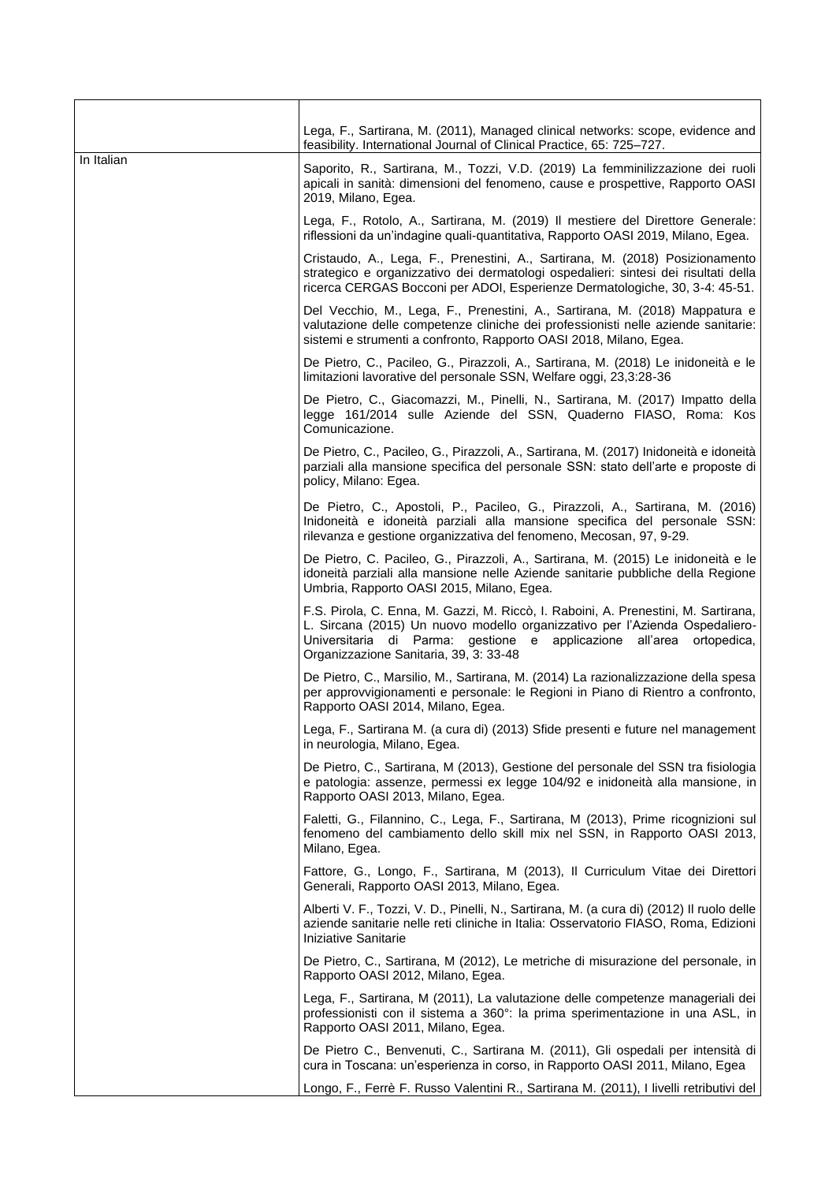| | |
|---|---|
| | Lega, F., Sartirana, M. (2011), Managed clinical networks: scope, evidence and feasibility. International Journal of Clinical Practice, 65: 725–727. |
| In Italian | Saporito, R., Sartirana, M., Tozzi, V.D. (2019) La femminilizzazione dei ruoli apicali in sanità: dimensioni del fenomeno, cause e prospettive, Rapporto OASI 2019, Milano, Egea. |
| | Lega, F., Rotolo, A., Sartirana, M. (2019) Il mestiere del Direttore Generale: riflessioni da un'indagine quali-quantitativa, Rapporto OASI 2019, Milano, Egea. |
| | Cristaudo, A., Lega, F., Prenestini, A., Sartirana, M. (2018) Posizionamento strategico e organizzativo dei dermatologi ospedalieri: sintesi dei risultati della ricerca CERGAS Bocconi per ADOI, Esperienze Dermatologiche, 30, 3-4: 45-51. |
| | Del Vecchio, M., Lega, F., Prenestini, A., Sartirana, M. (2018) Mappatura e valutazione delle competenze cliniche dei professionisti nelle aziende sanitarie: sistemi e strumenti a confronto, Rapporto OASI 2018, Milano, Egea. |
| | De Pietro, C., Pacileo, G., Pirazzoli, A., Sartirana, M. (2018) Le inidoneità e le limitazioni lavorative del personale SSN, Welfare oggi, 23,3:28-36 |
| | De Pietro, C., Giacomazzi, M., Pinelli, N., Sartirana, M. (2017) Impatto della legge 161/2014 sulle Aziende del SSN, Quaderno FIASO, Roma: Kos Comunicazione. |
| | De Pietro, C., Pacileo, G., Pirazzoli, A., Sartirana, M. (2017) Inidoneità e idoneità parziali alla mansione specifica del personale SSN: stato dell'arte e proposte di policy, Milano: Egea. |
| | De Pietro, C., Apostoli, P., Pacileo, G., Pirazzoli, A., Sartirana, M. (2016) Inidoneità e idoneità parziali alla mansione specifica del personale SSN: rilevanza e gestione organizzativa del fenomeno, Mecosan, 97, 9-29. |
| | De Pietro, C. Pacileo, G., Pirazzoli, A., Sartirana, M. (2015) Le inidoneità e le idoneità parziali alla mansione nelle Aziende sanitarie pubbliche della Regione Umbria, Rapporto OASI 2015, Milano, Egea. |
| | F.S. Pirola, C. Enna, M. Gazzi, M. Riccò, I. Raboini, A. Prenestini, M. Sartirana, L. Sircana (2015) Un nuovo modello organizzativo per l'Azienda Ospedaliero-Universitaria di Parma: gestione e applicazione all'area ortopedica, Organizzazione Sanitaria, 39, 3: 33-48 |
| | De Pietro, C., Marsilio, M., Sartirana, M. (2014) La razionalizzazione della spesa per approvvigionamenti e personale: le Regioni in Piano di Rientro a confronto, Rapporto OASI 2014, Milano, Egea. |
| | Lega, F., Sartirana M. (a cura di) (2013) Sfide presenti e future nel management in neurologia, Milano, Egea. |
| | De Pietro, C., Sartirana, M (2013), Gestione del personale del SSN tra fisiologia e patologia: assenze, permessi ex legge 104/92 e inidoneità alla mansione, in Rapporto OASI 2013, Milano, Egea. |
| | Faletti, G., Filannino, C., Lega, F., Sartirana, M (2013), Prime ricognizioni sul fenomeno del cambiamento dello skill mix nel SSN, in Rapporto OASI 2013, Milano, Egea. |
| | Fattore, G., Longo, F., Sartirana, M (2013), Il Curriculum Vitae dei Direttori Generali, Rapporto OASI 2013, Milano, Egea. |
| | Alberti V. F., Tozzi, V. D., Pinelli, N., Sartirana, M. (a cura di) (2012) Il ruolo delle aziende sanitarie nelle reti cliniche in Italia: Osservatorio FIASO, Roma, Edizioni Iniziative Sanitarie |
| | De Pietro, C., Sartirana, M (2012), Le metriche di misurazione del personale, in Rapporto OASI 2012, Milano, Egea. |
| | Lega, F., Sartirana, M (2011), La valutazione delle competenze manageriali dei professionisti con il sistema a 360°: la prima sperimentazione in una ASL, in Rapporto OASI 2011, Milano, Egea. |
| | De Pietro C., Benvenuti, C., Sartirana M. (2011), Gli ospedali per intensità di cura in Toscana: un'esperienza in corso, in Rapporto OASI 2011, Milano, Egea |
| | Longo, F., Ferrè F. Russo Valentini R., Sartirana M. (2011), I livelli retributivi del |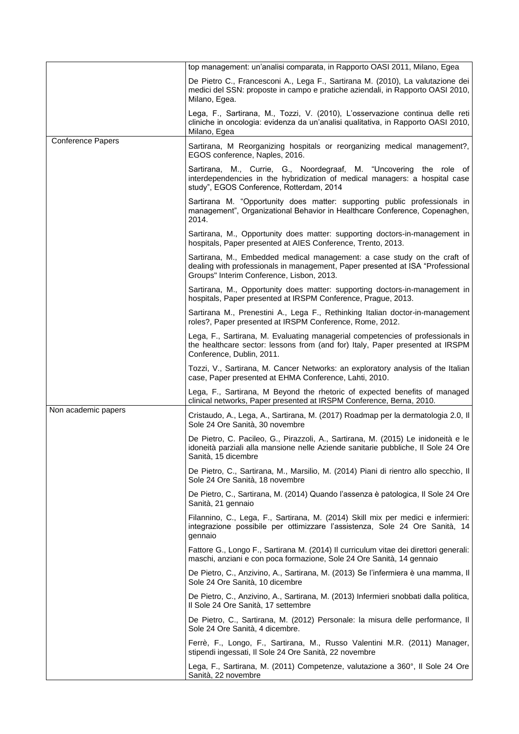| | |
|---|---|
| | top management: un'analisi comparata, in Rapporto OASI 2011, Milano, Egea |
| | De Pietro C., Francesconi A., Lega F., Sartirana M. (2010), La valutazione dei medici del SSN: proposte in campo e pratiche aziendali, in Rapporto OASI 2010, Milano, Egea. |
| | Lega, F., Sartirana, M., Tozzi, V. (2010), L'osservazione continua delle reti cliniche in oncologia: evidenza da un'analisi qualitativa, in Rapporto OASI 2010, Milano, Egea |
| Conference Papers | Sartirana, M Reorganizing hospitals or reorganizing medical management?, EGOS conference, Naples, 2016. |
| | Sartirana, M., Currie, G., Noordegraaf, M. "Uncovering the role of interdependencies in the hybridization of medical managers: a hospital case study", EGOS Conference, Rotterdam, 2014 |
| | Sartirana M. "Opportunity does matter: supporting public professionals in management", Organizational Behavior in Healthcare Conference, Copenaghen, 2014. |
| | Sartirana, M., Opportunity does matter: supporting doctors-in-management in hospitals, Paper presented at AIES Conference, Trento, 2013. |
| | Sartirana, M., Embedded medical management: a case study on the craft of dealing with professionals in management, Paper presented at ISA "Professional Groups" Interim Conference, Lisbon, 2013. |
| | Sartirana, M., Opportunity does matter: supporting doctors-in-management in hospitals, Paper presented at IRSPM Conference, Prague, 2013. |
| | Sartirana M., Prenestini A., Lega F., Rethinking Italian doctor-in-management roles?, Paper presented at IRSPM Conference, Rome, 2012. |
| | Lega, F., Sartirana, M. Evaluating managerial competencies of professionals in the healthcare sector: lessons from (and for) Italy, Paper presented at IRSPM Conference, Dublin, 2011. |
| | Tozzi, V., Sartirana, M. Cancer Networks: an exploratory analysis of the Italian case, Paper presented at EHMA Conference, Lahti, 2010. |
| | Lega, F., Sartirana, M Beyond the rhetoric of expected benefits of managed clinical networks, Paper presented at IRSPM Conference, Berna, 2010. |
| Non academic papers | Cristaudo, A., Lega, A., Sartirana, M. (2017) Roadmap per la dermatologia 2.0, Il Sole 24 Ore Sanità, 30 novembre |
| | De Pietro, C. Pacileo, G., Pirazzoli, A., Sartirana, M. (2015) Le inidoneità e le idoneità parziali alla mansione nelle Aziende sanitarie pubbliche, Il Sole 24 Ore Sanità, 15 dicembre |
| | De Pietro, C., Sartirana, M., Marsilio, M. (2014) Piani di rientro allo specchio, Il Sole 24 Ore Sanità, 18 novembre |
| | De Pietro, C., Sartirana, M. (2014) Quando l'assenza è patologica, Il Sole 24 Ore Sanità, 21 gennaio |
| | Filannino, C., Lega, F., Sartirana, M. (2014) Skill mix per medici e infermieri: integrazione possibile per ottimizzare l'assistenza, Sole 24 Ore Sanità, 14 gennaio |
| | Fattore G., Longo F., Sartirana M. (2014) Il curriculum vitae dei direttori generali: maschi, anziani e con poca formazione, Sole 24 Ore Sanità, 14 gennaio |
| | De Pietro, C., Anzivino, A., Sartirana, M. (2013) Se l'infermiera è una mamma, Il Sole 24 Ore Sanità, 10 dicembre |
| | De Pietro, C., Anzivino, A., Sartirana, M. (2013) Infermieri snobbati dalla politica, Il Sole 24 Ore Sanità, 17 settembre |
| | De Pietro, C., Sartirana, M. (2012) Personale: la misura delle performance, Il Sole 24 Ore Sanità, 4 dicembre. |
| | Ferrè, F., Longo, F., Sartirana, M., Russo Valentini M.R. (2011) Manager, stipendi ingessati, Il Sole 24 Ore Sanità, 22 novembre |
| | Lega, F., Sartirana, M. (2011) Competenze, valutazione a 360°, Il Sole 24 Ore Sanità, 22 novembre |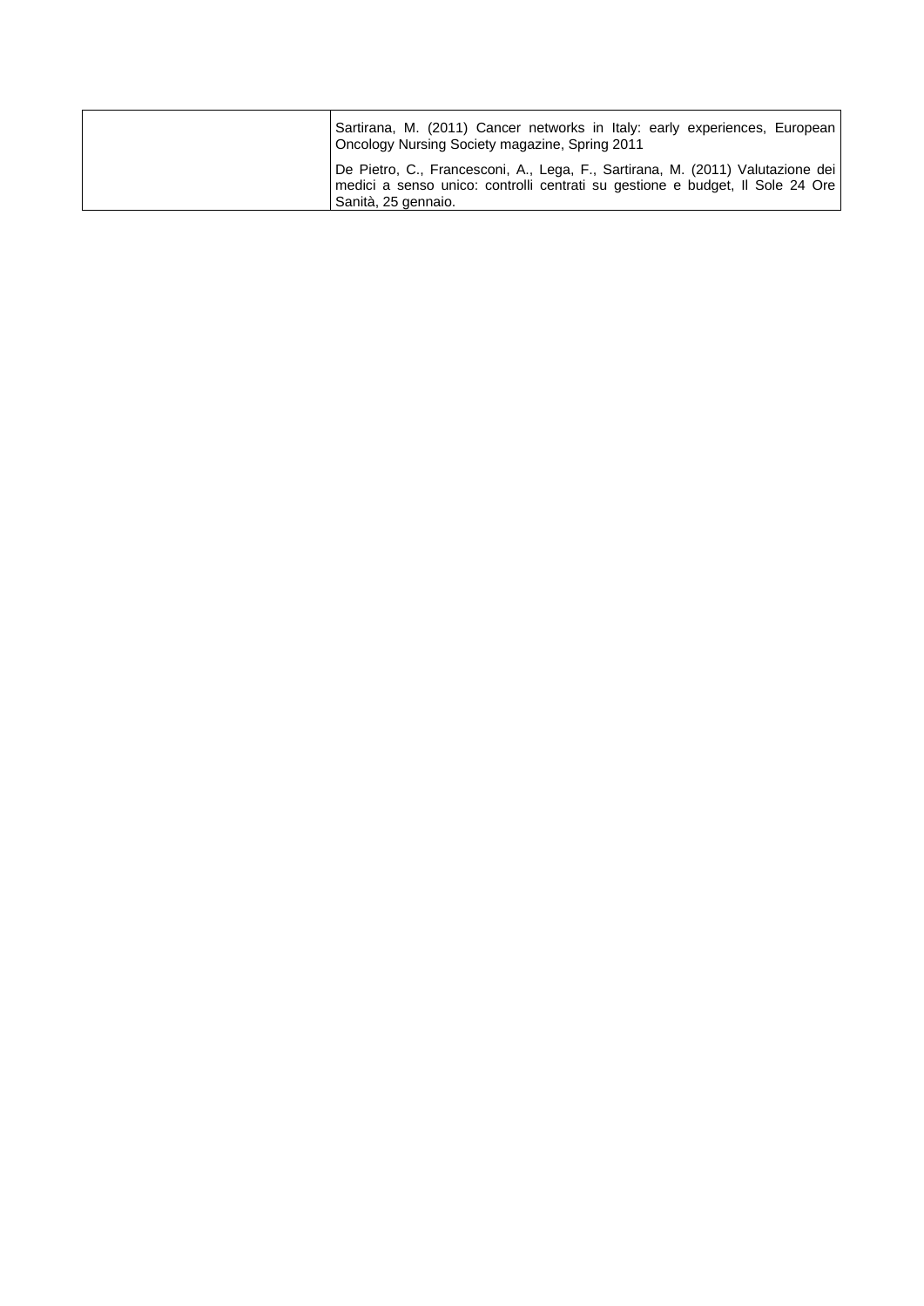| | |
|---|---|
| | Sartirana, M. (2011) Cancer networks in Italy: early experiences, European Oncology Nursing Society magazine, Spring 2011 |
| | De Pietro, C., Francesconi, A., Lega, F., Sartirana, M. (2011) Valutazione dei medici a senso unico: controlli centrati su gestione e budget, Il Sole 24 Ore Sanità, 25 gennaio. |